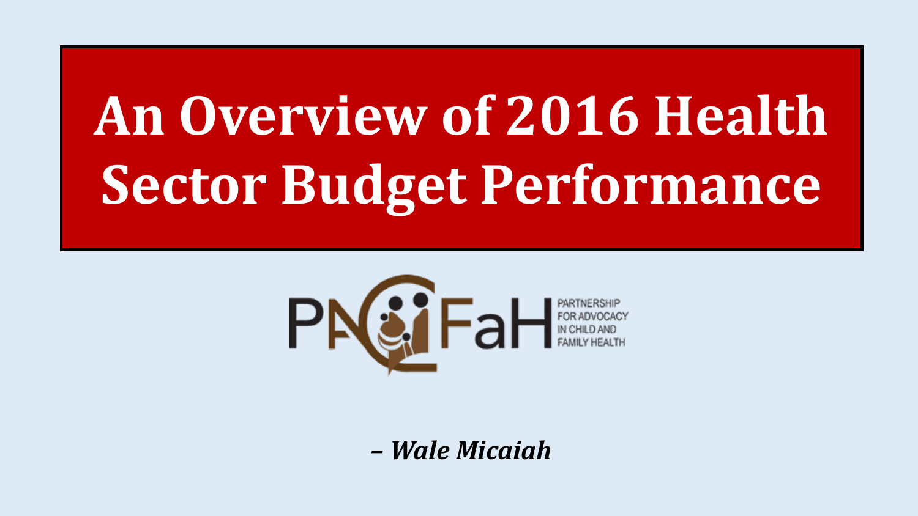# An Overview of 2016 Health Sector Budget Performance

PACFaH

PARTNERSHIP FOR ADVOCACY IN CHILD AND FAMILY HEALTH

*– Wale Micaiah*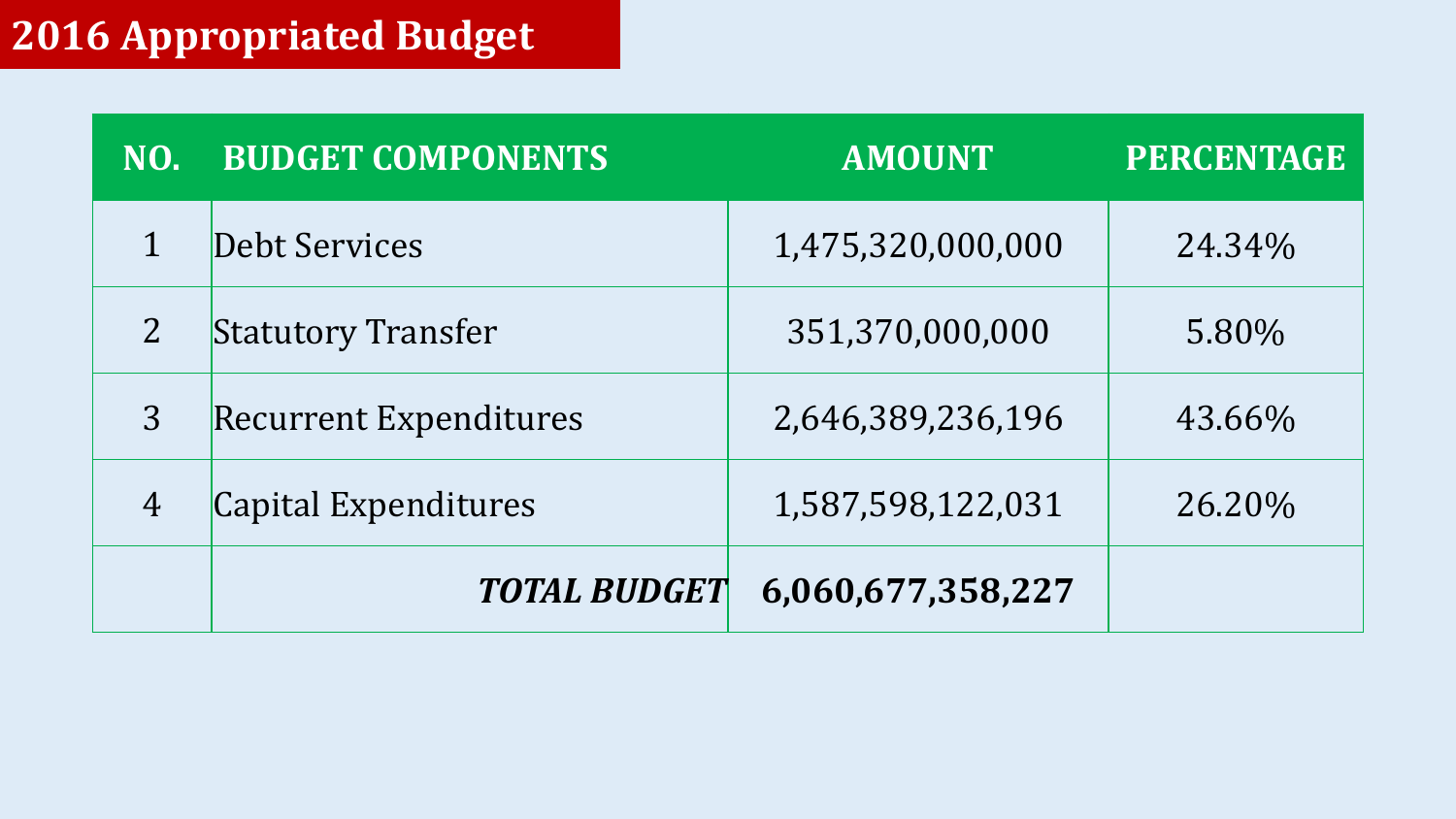# 2016 Appropriated Budget

| NO. | BUDGET COMPONENTS | AMOUNT | PERCENTAGE |
|---|---|---|---|
| 1 | Debt Services | 1,475,320,000,000 | 24.34% |
| 2 | Statutory Transfer | 351,370,000,000 | 5.80% |
| 3 | Recurrent Expenditures | 2,646,389,236,196 | 43.66% |
| 4 | Capital Expenditures | 1,587,598,122,031 | 26.20% |
| | ***TOTAL BUDGET*** | **6,060,677,358,227** | |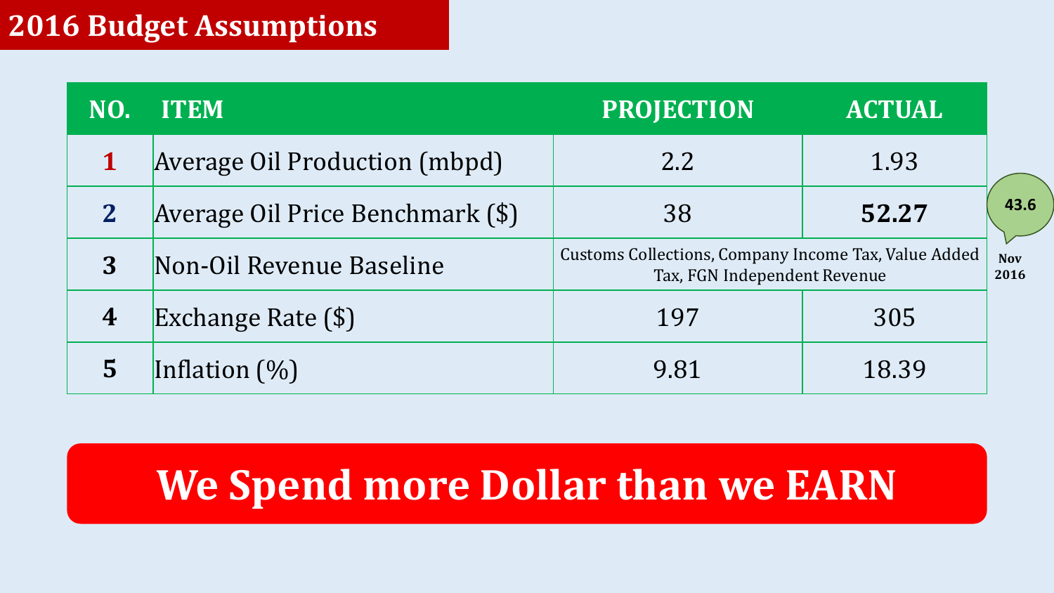# 2016 Budget Assumptions

| NO. | ITEM | PROJECTION | ACTUAL |
|---|---|---|---|
| 1 | Average Oil Production (mbpd) | 2.2 | 1.93 |
| 2 | Average Oil Price Benchmark ($) | 38 | **52.27** |
| 3 | Non-Oil Revenue Baseline | Customs Collections, Company Income Tax, Value Added Tax, FGN Independent Revenue | |
| 4 | Exchange Rate ($) | 197 | 305 |
| 5 | Inflation (%) | 9.81 | 18.39 |

43.6

Nov 2016

**We Spend more Dollar than we EARN**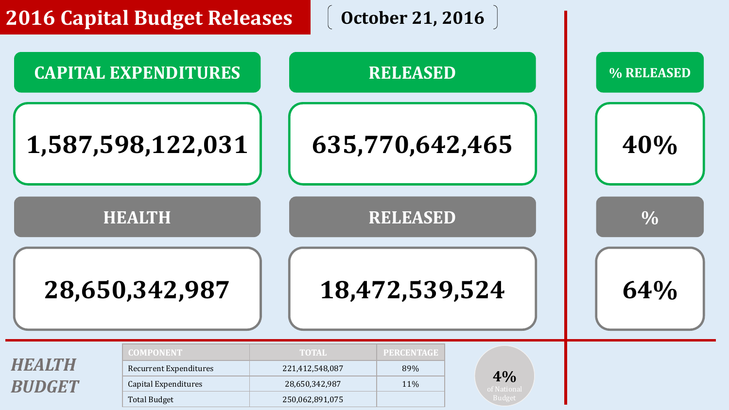# 2016 Capital Budget Releases

October 21, 2016

| CAPITAL EXPENDITURES | RELEASED | % RELEASED |
| --- | --- | --- |
| 1,587,598,122,031 | 635,770,642,465 | 40% |

| HEALTH | RELEASED | % |
| --- | --- | --- |
| 28,650,342,987 | 18,472,539,524 | 64% |

## *HEALTH BUDGET*

| COMPONENT | TOTAL | PERCENTAGE |
| --- | --- | --- |
| Recurrent Expenditures | 221,412,548,087 | 89% |
| Capital Expenditures | 28,650,342,987 | 11% |
| Total Budget | 250,062,891,075 | |

**4%** of National Budget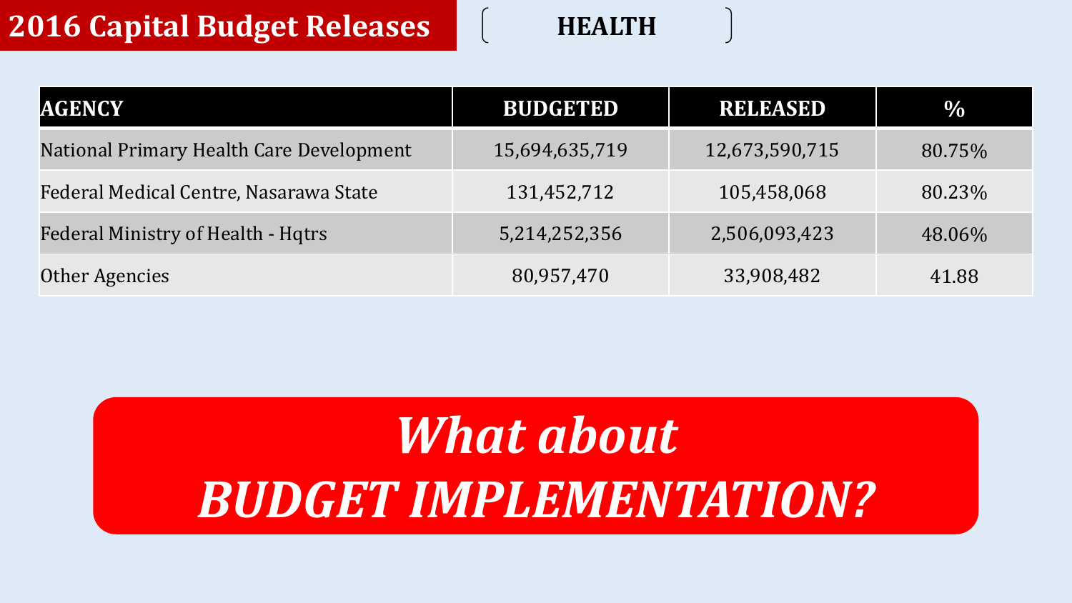# 2016 Capital Budget Releases

**HEALTH**

| AGENCY | BUDGETED | RELEASED | % |
| --- | --- | --- | --- |
| National Primary Health Care Development | 15,694,635,719 | 12,673,590,715 | 80.75% |
| Federal Medical Centre, Nasarawa State | 131,452,712 | 105,458,068 | 80.23% |
| Federal Ministry of Health - Hqtrs | 5,214,252,356 | 2,506,093,423 | 48.06% |
| Other Agencies | 80,957,470 | 33,908,482 | 41.88 |

***What about BUDGET IMPLEMENTATION?***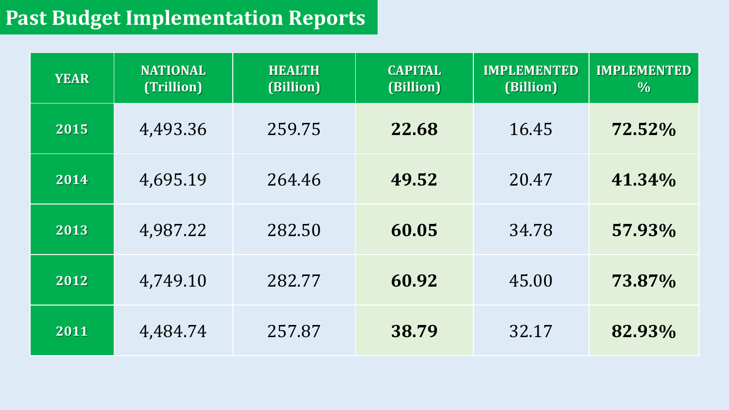# Past Budget Implementation Reports

| YEAR | NATIONAL (Trillion) | HEALTH (Billion) | CAPITAL (Billion) | IMPLEMENTED (Billion) | IMPLEMENTED % |
|---|---|---|---|---|---|
| 2015 | 4,493.36 | 259.75 | **22.68** | 16.45 | **72.52%** |
| 2014 | 4,695.19 | 264.46 | **49.52** | 20.47 | **41.34%** |
| 2013 | 4,987.22 | 282.50 | **60.05** | 34.78 | **57.93%** |
| 2012 | 4,749.10 | 282.77 | **60.92** | 45.00 | **73.87%** |
| 2011 | 4,484.74 | 257.87 | **38.79** | 32.17 | **82.93%** |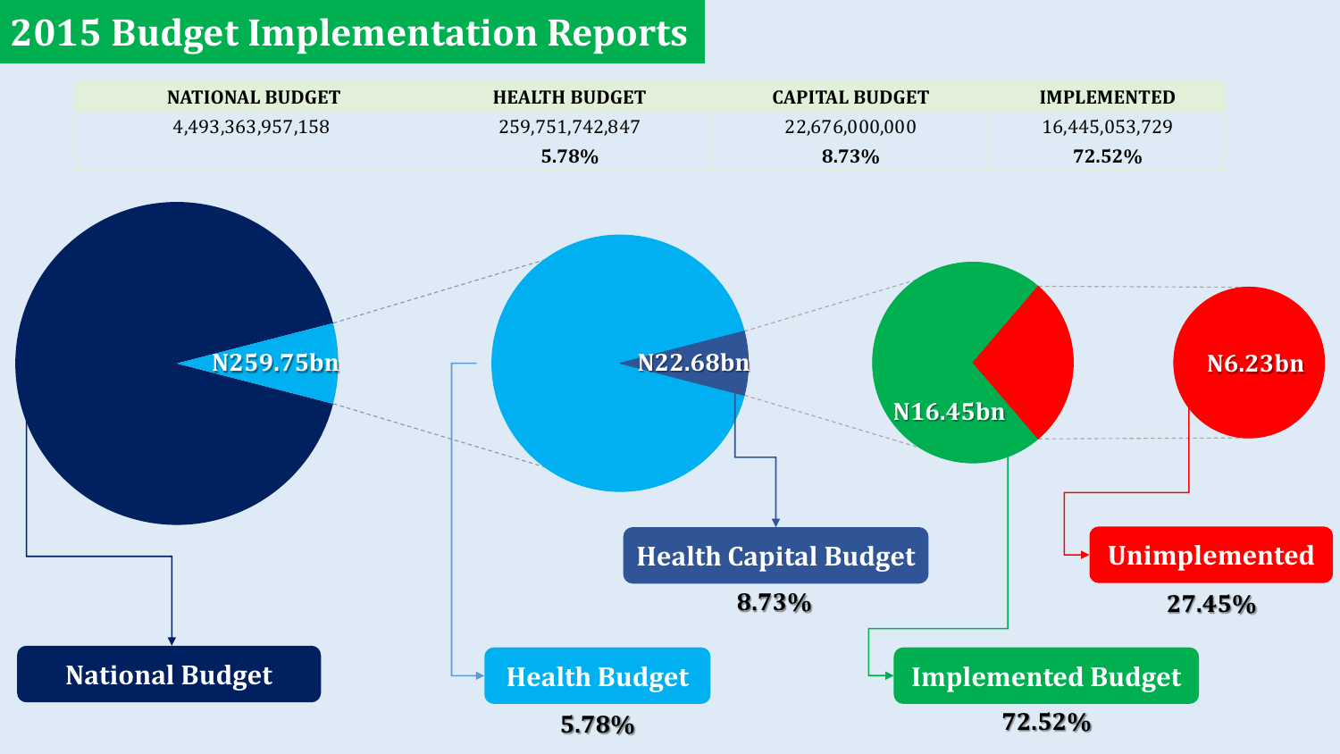# 2015 Budget Implementation Reports

| NATIONAL BUDGET | HEALTH BUDGET | CAPITAL BUDGET | IMPLEMENTED |
|---|---|---|---|
| 4,493,363,957,158 | 259,751,742,847 | 22,676,000,000 | 16,445,053,729 |
| | **5.78%** | **8.73%** | **72.52%** |

N259.75bn

N22.68bn

N16.45bn

N6.23bn

**National Budget**

**Health Budget**

**5.78%**

**Health Capital Budget**

**8.73%**

**Implemented Budget**

**72.52%**

**Unimplemented**

**27.45%**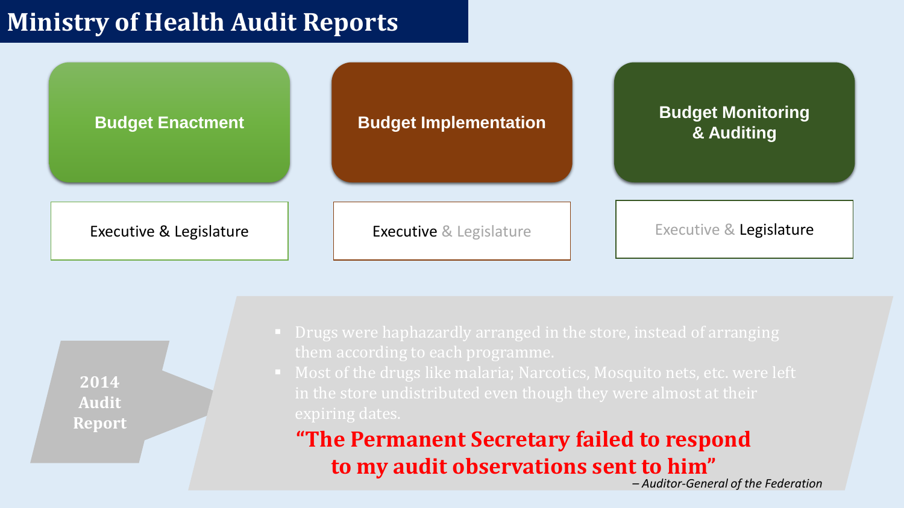# Ministry of Health Audit Reports

| Budget Enactment | Budget Implementation | Budget Monitoring & Auditing |
| --- | --- | --- |
| Executive & Legislature | Executive & Legislature | Executive & Legislature |

**2014 Audit Report**

- Drugs were haphazardly arranged in the store, instead of arranging them according to each programme.
- Most of the drugs like malaria; Narcotics, Mosquito nets, etc. were left in the store undistributed even though they were almost at their expiring dates.

**"The Permanent Secretary failed to respond to my audit observations sent to him"**

*– Auditor-General of the Federation*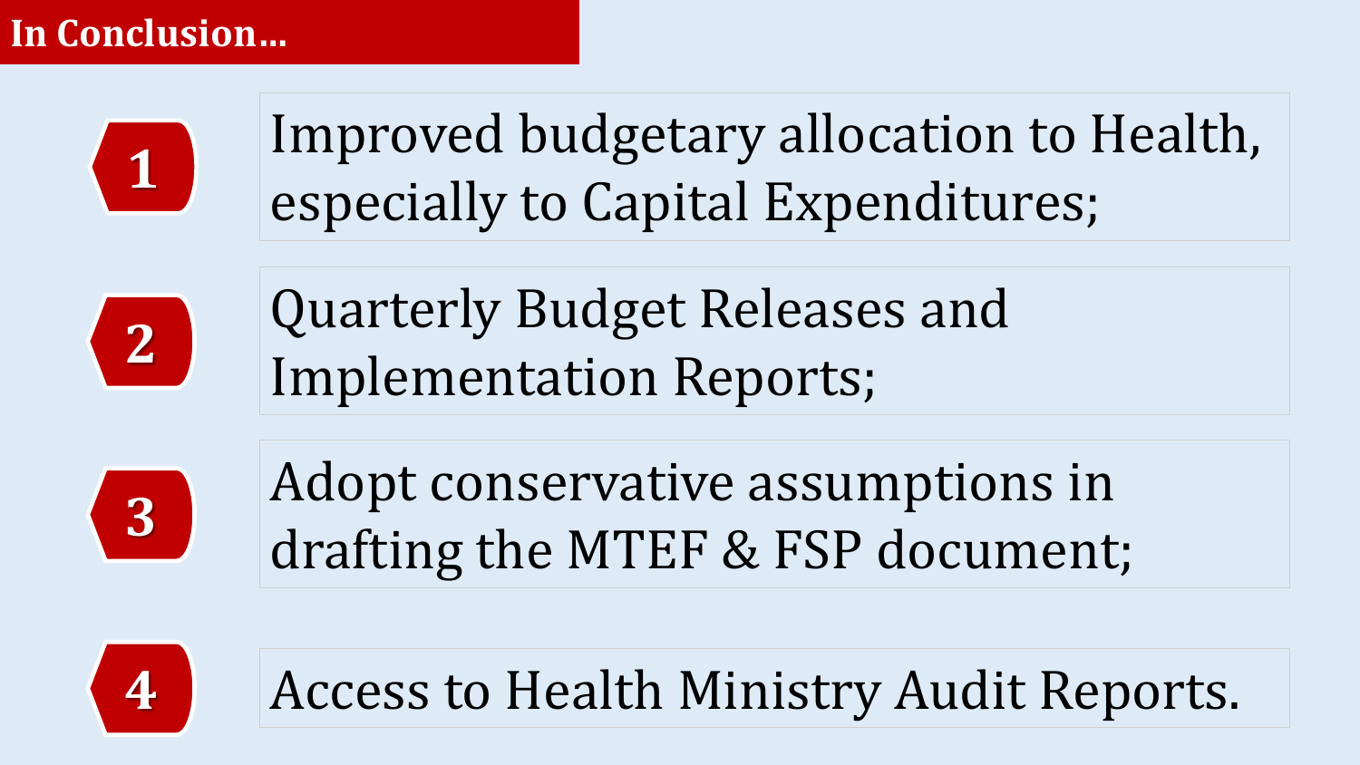## In Conclusion…

1. Improved budgetary allocation to Health, especially to Capital Expenditures;
2. Quarterly Budget Releases and Implementation Reports;
3. Adopt conservative assumptions in drafting the MTEF & FSP document;
4. Access to Health Ministry Audit Reports.